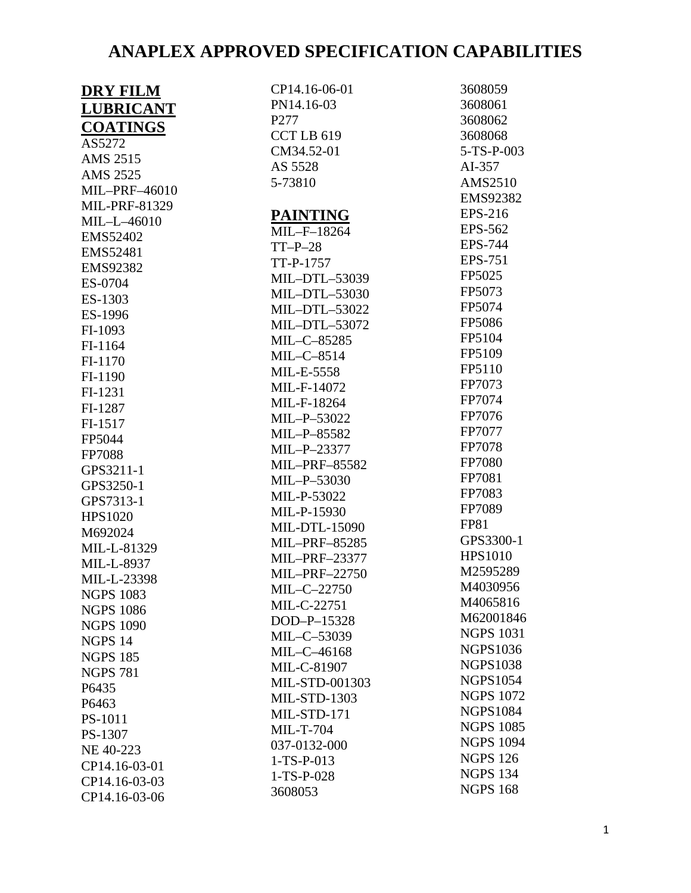# ANAPLEX APPROVED SPECIFICATION CAPABILITIES

## DRY FILM LUBRICANT COATINGS

AS5272
AMS 2515
AMS 2525
MIL–PRF–46010
MIL-PRF-81329
MIL–L–46010
EMS52402
EMS52481
EMS92382
ES-0704
ES-1303
ES-1996
FI-1093
FI-1164
FI-1170
FI-1190
FI-1231
FI-1287
FI-1517
FP5044
FP7088
GPS3211-1
GPS3250-1
GPS7313-1
HPS1020
M692024
MIL-L-81329
MIL-L-8937
MIL-L-23398
NGPS 1083
NGPS 1086
NGPS 1090
NGPS 14
NGPS 185
NGPS 781
P6435
P6463
PS-1011
PS-1307
NE 40-223
CP14.16-03-01
CP14.16-03-03
CP14.16-03-06
CP14.16-06-01
PN14.16-03
P277
CCT LB 619
CM34.52-01
AS 5528
5-73810

## PAINTING

MIL–F–18264
TT–P–28
TT-P-1757
MIL–DTL–53039
MIL–DTL–53030
MIL–DTL–53022
MIL–DTL–53072
MIL–C–85285
MIL–C–8514
MIL-E-5558
MIL-F-14072
MIL-F-18264
MIL–P–53022
MIL–P–85582
MIL–P–23377
MIL–PRF–85582
MIL–P–53030
MIL-P-53022
MIL-P-15930
MIL-DTL-15090
MIL–PRF–85285
MIL–PRF–23377
MIL–PRF–22750
MIL–C–22750
MIL-C-22751
DOD–P–15328
MIL–C–53039
MIL–C–46168
MIL-C-81907
MIL-STD-001303
MIL-STD-1303
MIL-STD-171
MIL-T-704
037-0132-000
1-TS-P-013
1-TS-P-028
3608053
3608059
3608061
3608062
3608068
5-TS-P-003
AI-357
AMS2510
EMS92382
EPS-216
EPS-562
EPS-744
EPS-751
FP5025
FP5073
FP5074
FP5086
FP5104
FP5109
FP5110
FP7073
FP7074
FP7076
FP7077
FP7078
FP7080
FP7081
FP7083
FP7089
FP81
GPS3300-1
HPS1010
M2595289
M4030956
M4065816
M62001846
NGPS 1031
NGPS1036
NGPS1038
NGPS1054
NGPS 1072
NGPS1084
NGPS 1085
NGPS 1094
NGPS 126
NGPS 134
NGPS 168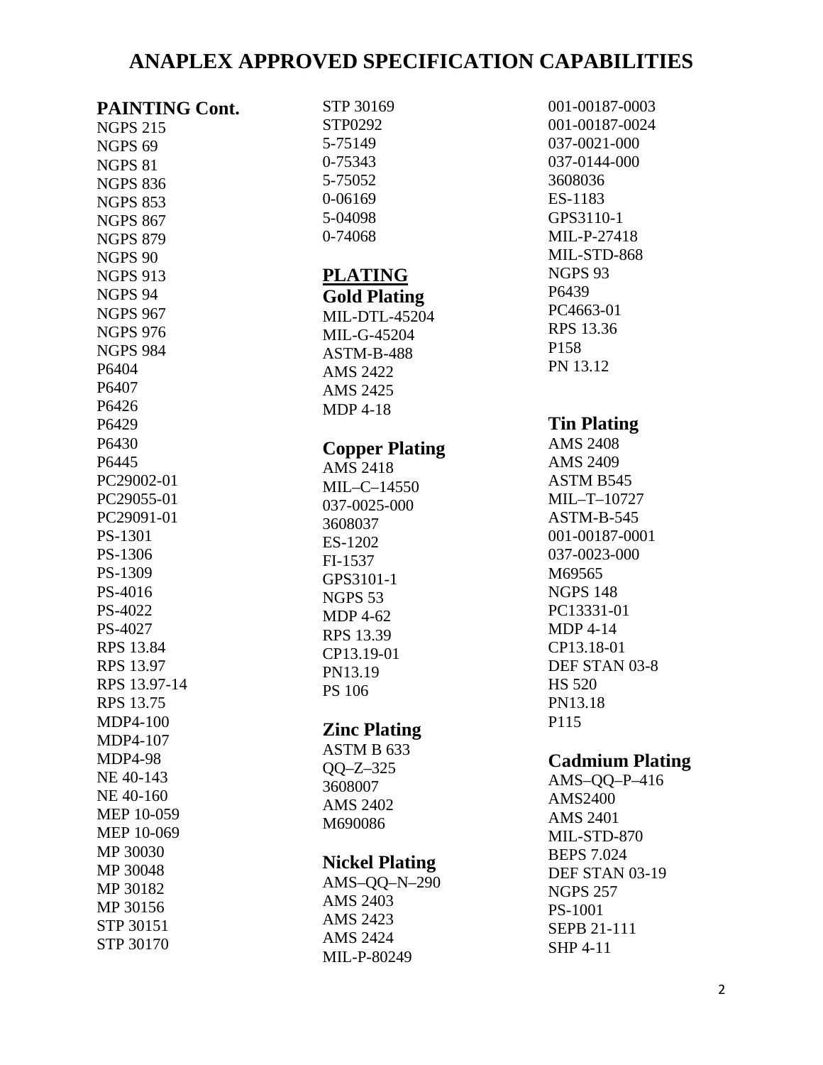# ANAPLEX APPROVED SPECIFICATION CAPABILITIES

## PAINTING Cont.

NGPS 215
NGPS 69
NGPS 81
NGPS 836
NGPS 853
NGPS 867
NGPS 879
NGPS 90
NGPS 913
NGPS 94
NGPS 967
NGPS 976
NGPS 984
P6404
P6407
P6426
P6429
P6430
P6445
PC29002-01
PC29055-01
PC29091-01
PS-1301
PS-1306
PS-1309
PS-4016
PS-4022
PS-4027
RPS 13.84
RPS 13.97
RPS 13.97-14
RPS 13.75
MDP4-100
MDP4-107
MDP4-98
NE 40-143
NE 40-160
MEP 10-059
MEP 10-069
MP 30030
MP 30048
MP 30182
MP 30156
STP 30151
STP 30170
STP 30169
STP0292
5-75149
0-75343
5-75052
0-06169
5-04098
0-74068

## PLATING

### Gold Plating

MIL-DTL-45204
MIL-G-45204
ASTM-B-488
AMS 2422
AMS 2425
MDP 4-18

### Copper Plating

AMS 2418
MIL–C–14550
037-0025-000
3608037
ES-1202
FI-1537
GPS3101-1
NGPS 53
MDP 4-62
RPS 13.39
CP13.19-01
PN13.19
PS 106

### Zinc Plating

ASTM B 633
QQ–Z–325
3608007
AMS 2402
M690086

### Nickel Plating

AMS–QQ–N–290
AMS 2403
AMS 2423
AMS 2424
MIL-P-80249
001-00187-0003
001-00187-0024
037-0021-000
037-0144-000
3608036
ES-1183
GPS3110-1
MIL-P-27418
MIL-STD-868
NGPS 93
P6439
PC4663-01
RPS 13.36
P158
PN 13.12

### Tin Plating

AMS 2408
AMS 2409
ASTM B545
MIL–T–10727
ASTM-B-545
001-00187-0001
037-0023-000
M69565
NGPS 148
PC13331-01
MDP 4-14
CP13.18-01
DEF STAN 03-8
HS 520
PN13.18
P115

### Cadmium Plating

AMS–QQ–P–416
AMS2400
AMS 2401
MIL-STD-870
BEPS 7.024
DEF STAN 03-19
NGPS 257
PS-1001
SEPB 21-111
SHP 4-11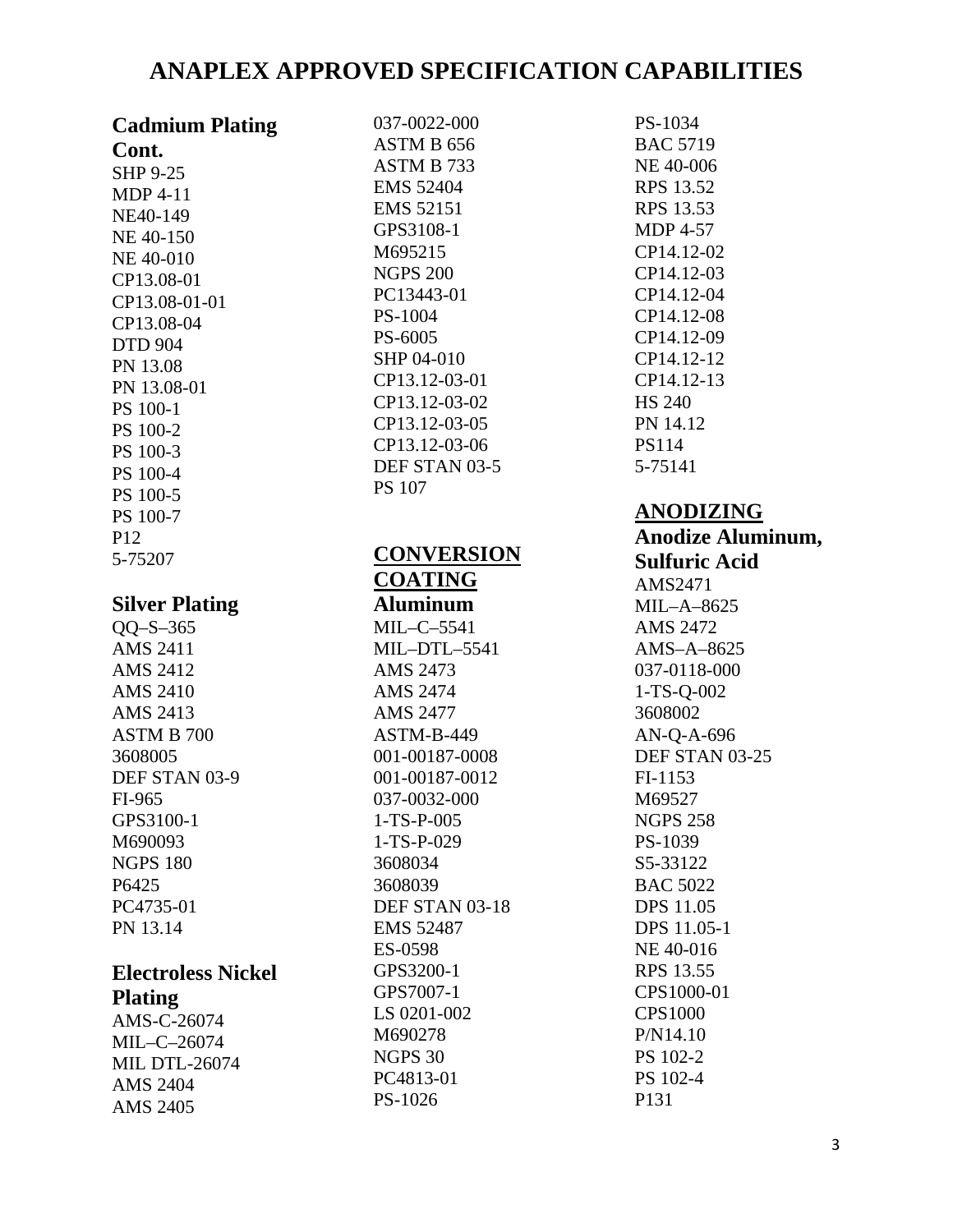# ANAPLEX APPROVED SPECIFICATION CAPABILITIES

### Cadmium Plating Cont.

SHP 9-25
MDP 4-11
NE40-149
NE 40-150
NE 40-010
CP13.08-01
CP13.08-01-01
CP13.08-04
DTD 904
PN 13.08
PN 13.08-01
PS 100-1
PS 100-2
PS 100-3
PS 100-4
PS 100-5
PS 100-7
P12
5-75207

### Silver Plating

QQ–S–365
AMS 2411
AMS 2412
AMS 2410
AMS 2413
ASTM B 700
3608005
DEF STAN 03-9
FI-965
GPS3100-1
M690093
NGPS 180
P6425
PC4735-01
PN 13.14

### Electroless Nickel Plating

AMS-C-26074
MIL–C–26074
MIL DTL-26074
AMS 2404
AMS 2405
037-0022-000
ASTM B 656
ASTM B 733
EMS 52404
EMS 52151
GPS3108-1
M695215
NGPS 200
PC13443-01
PS-1004
PS-6005
SHP 04-010
CP13.12-03-01
CP13.12-03-02
CP13.12-03-05
CP13.12-03-06
DEF STAN 03-5
PS 107

## CONVERSION COATING

### Aluminum

MIL–C–5541
MIL–DTL–5541
AMS 2473
AMS 2474
AMS 2477
ASTM-B-449
001-00187-0008
001-00187-0012
037-0032-000
1-TS-P-005
1-TS-P-029
3608034
3608039
DEF STAN 03-18
EMS 52487
ES-0598
GPS3200-1
GPS7007-1
LS 0201-002
M690278
NGPS 30
PC4813-01
PS-1026
PS-1034
BAC 5719
NE 40-006
RPS 13.52
RPS 13.53
MDP 4-57
CP14.12-02
CP14.12-03
CP14.12-04
CP14.12-08
CP14.12-09
CP14.12-12
CP14.12-13
HS 240
PN 14.12
PS114
5-75141

## ANODIZING

### Anodize Aluminum, Sulfuric Acid

AMS2471
MIL–A–8625
AMS 2472
AMS–A–8625
037-0118-000
1-TS-Q-002
3608002
AN-Q-A-696
DEF STAN 03-25
FI-1153
M69527
NGPS 258
PS-1039
S5-33122
BAC 5022
DPS 11.05
DPS 11.05-1
NE 40-016
RPS 13.55
CPS1000-01
CPS1000
P/N14.10
PS 102-2
PS 102-4
P131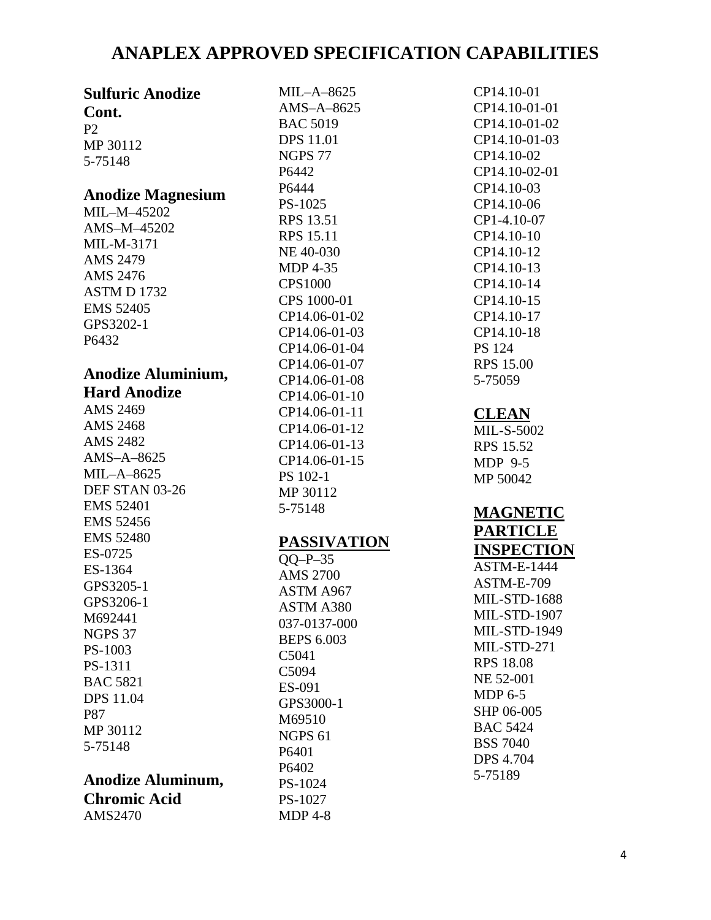# ANAPLEX APPROVED SPECIFICATION CAPABILITIES

### Sulfuric Anodize Cont.

P2
MP 30112
5-75148

### Anodize Magnesium

MIL–M–45202
AMS–M–45202
MIL-M-3171
AMS 2479
AMS 2476
ASTM D 1732
EMS 52405
GPS3202-1
P6432

### Anodize Aluminium, Hard Anodize

AMS 2469
AMS 2468
AMS 2482
AMS–A–8625
MIL–A–8625
DEF STAN 03-26
EMS 52401
EMS 52456
EMS 52480
ES-0725
ES-1364
GPS3205-1
GPS3206-1
M692441
NGPS 37
PS-1003
PS-1311
BAC 5821
DPS 11.04
P87
MP 30112
5-75148

### Anodize Aluminum, Chromic Acid

AMS2470
MIL–A–8625
AMS–A–8625
BAC 5019
DPS 11.01
NGPS 77
P6442
P6444
PS-1025
RPS 13.51
RPS 15.11
NE 40-030
MDP 4-35
CPS1000
CPS 1000-01
CP14.06-01-02
CP14.06-01-03
CP14.06-01-04
CP14.06-01-07
CP14.06-01-08
CP14.06-01-10
CP14.06-01-11
CP14.06-01-12
CP14.06-01-13
CP14.06-01-15
PS 102-1
MP 30112
5-75148

### PASSIVATION

QQ–P–35
AMS 2700
ASTM A967
ASTM A380
037-0137-000
BEPS 6.003
C5041
C5094
ES-091
GPS3000-1
M69510
NGPS 61
P6401
P6402
PS-1024
PS-1027
MDP 4-8
CP14.10-01
CP14.10-01-01
CP14.10-01-02
CP14.10-01-03
CP14.10-02
CP14.10-02-01
CP14.10-03
CP14.10-06
CP1-4.10-07
CP14.10-10
CP14.10-12
CP14.10-13
CP14.10-14
CP14.10-15
CP14.10-17
CP14.10-18
PS 124
RPS 15.00
5-75059

### CLEAN

MIL-S-5002
RPS 15.52
MDP 9-5
MP 50042

### MAGNETIC PARTICLE INSPECTION

ASTM-E-1444
ASTM-E-709
MIL-STD-1688
MIL-STD-1907
MIL-STD-1949
MIL-STD-271
RPS 18.08
NE 52-001
MDP 6-5
SHP 06-005
BAC 5424
BSS 7040
DPS 4.704
5-75189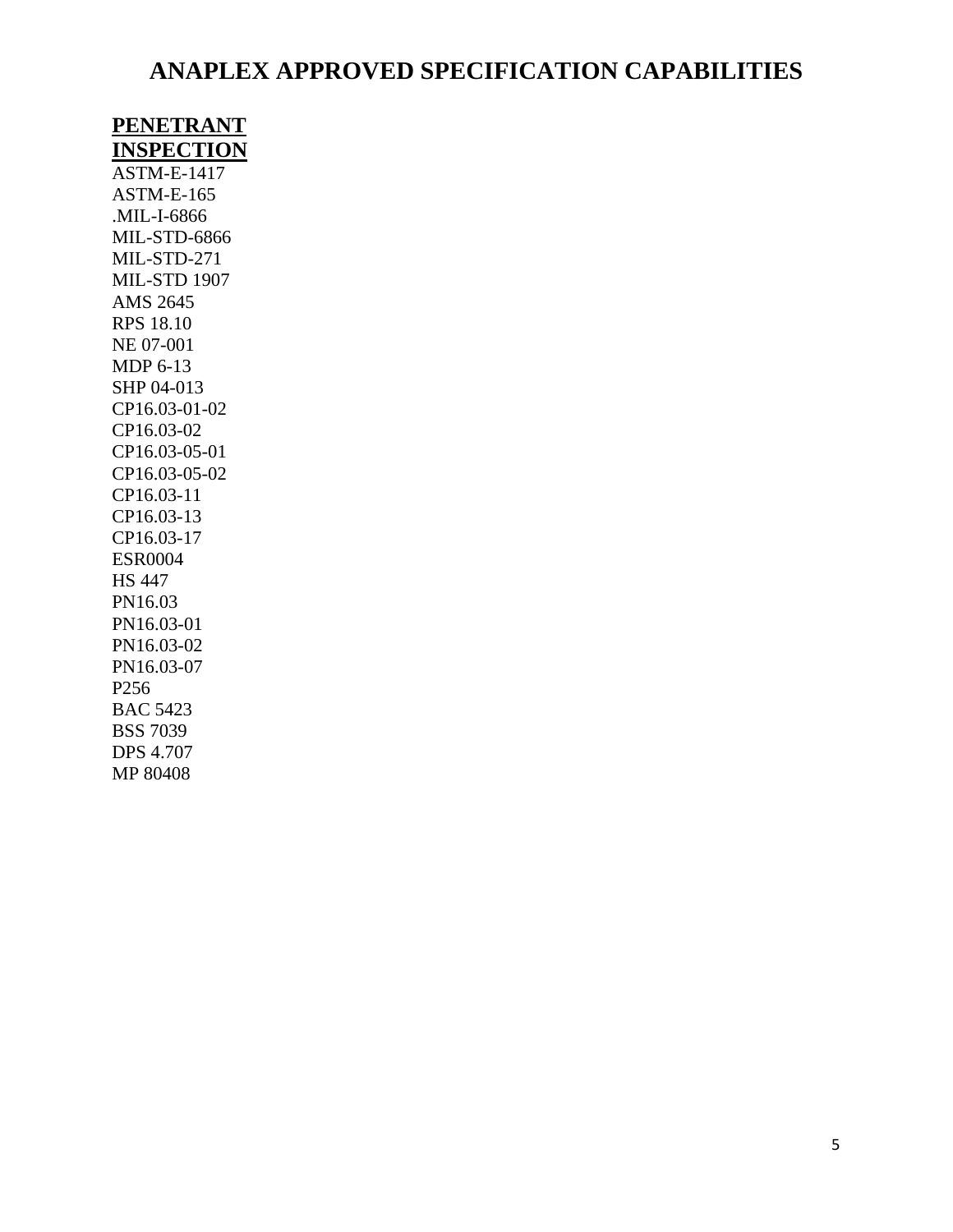# ANAPLEX APPROVED SPECIFICATION CAPABILITIES

**PENETRANT INSPECTION**

ASTM-E-1417
ASTM-E-165
.MIL-I-6866
MIL-STD-6866
MIL-STD-271
MIL-STD 1907
AMS 2645
RPS 18.10
NE 07-001
MDP 6-13
SHP 04-013
CP16.03-01-02
CP16.03-02
CP16.03-05-01
CP16.03-05-02
CP16.03-11
CP16.03-13
CP16.03-17
ESR0004
HS 447
PN16.03
PN16.03-01
PN16.03-02
PN16.03-07
P256
BAC 5423
BSS 7039
DPS 4.707
MP 80408